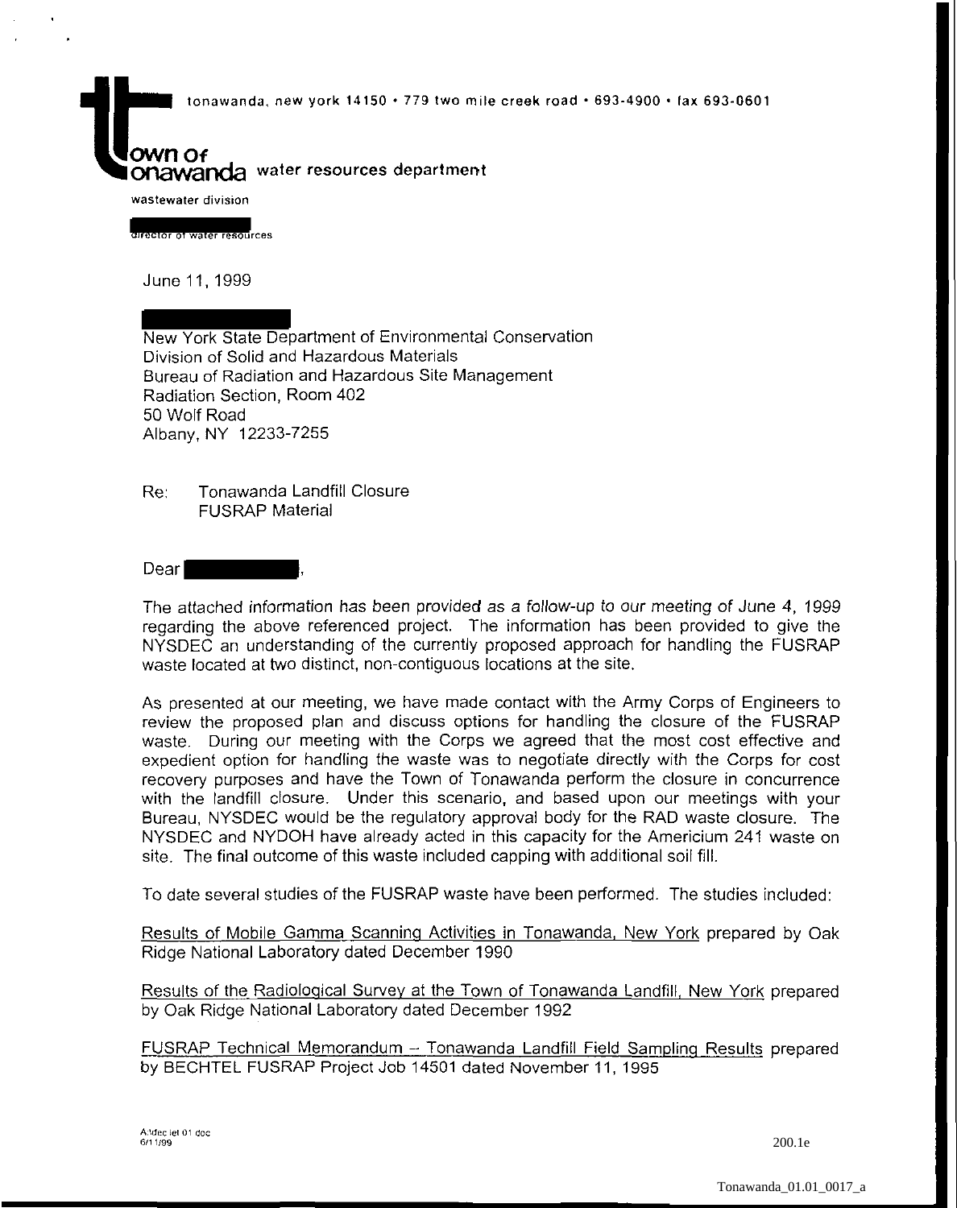tonawanda, new york 14150 • 779 two mile creek road • 693-4900 • fax 693-0601

**town of tonawanda** water resources department

wastewater division

director of water resources

June 11, 1999

New York State Department of Environmental Conservation
Division of Solid and Hazardous Materials
Bureau of Radiation and Hazardous Site Management
Radiation Section, Room 402
50 Wolf Road
Albany, NY 12233-7255

Re: Tonawanda Landfill Closure
FUSRAP Material

Dear ,

The attached information has been provided as a follow-up to our meeting of June 4, 1999 regarding the above referenced project. The information has been provided to give the NYSDEC an understanding of the currently proposed approach for handling the FUSRAP waste located at two distinct, non-contiguous locations at the site.

As presented at our meeting, we have made contact with the Army Corps of Engineers to review the proposed plan and discuss options for handling the closure of the FUSRAP waste. During our meeting with the Corps we agreed that the most cost effective and expedient option for handling the waste was to negotiate directly with the Corps for cost recovery purposes and have the Town of Tonawanda perform the closure in concurrence with the landfill closure. Under this scenario, and based upon our meetings with your Bureau, NYSDEC would be the regulatory approval body for the RAD waste closure. The NYSDEC and NYDOH have already acted in this capacity for the Americium 241 waste on site. The final outcome of this waste included capping with additional soil fill.

To date several studies of the FUSRAP waste have been performed. The studies included:

Results of Mobile Gamma Scanning Activities in Tonawanda, New York prepared by Oak Ridge National Laboratory dated December 1990

Results of the Radiological Survey at the Town of Tonawanda Landfill, New York prepared by Oak Ridge National Laboratory dated December 1992

FUSRAP Technical Memorandum – Tonawanda Landfill Field Sampling Results prepared by BECHTEL FUSRAP Project Job 14501 dated November 11, 1995

A:\dec let 01.doc
6/11/99

200.1e

Tonawanda_01.01_0017_a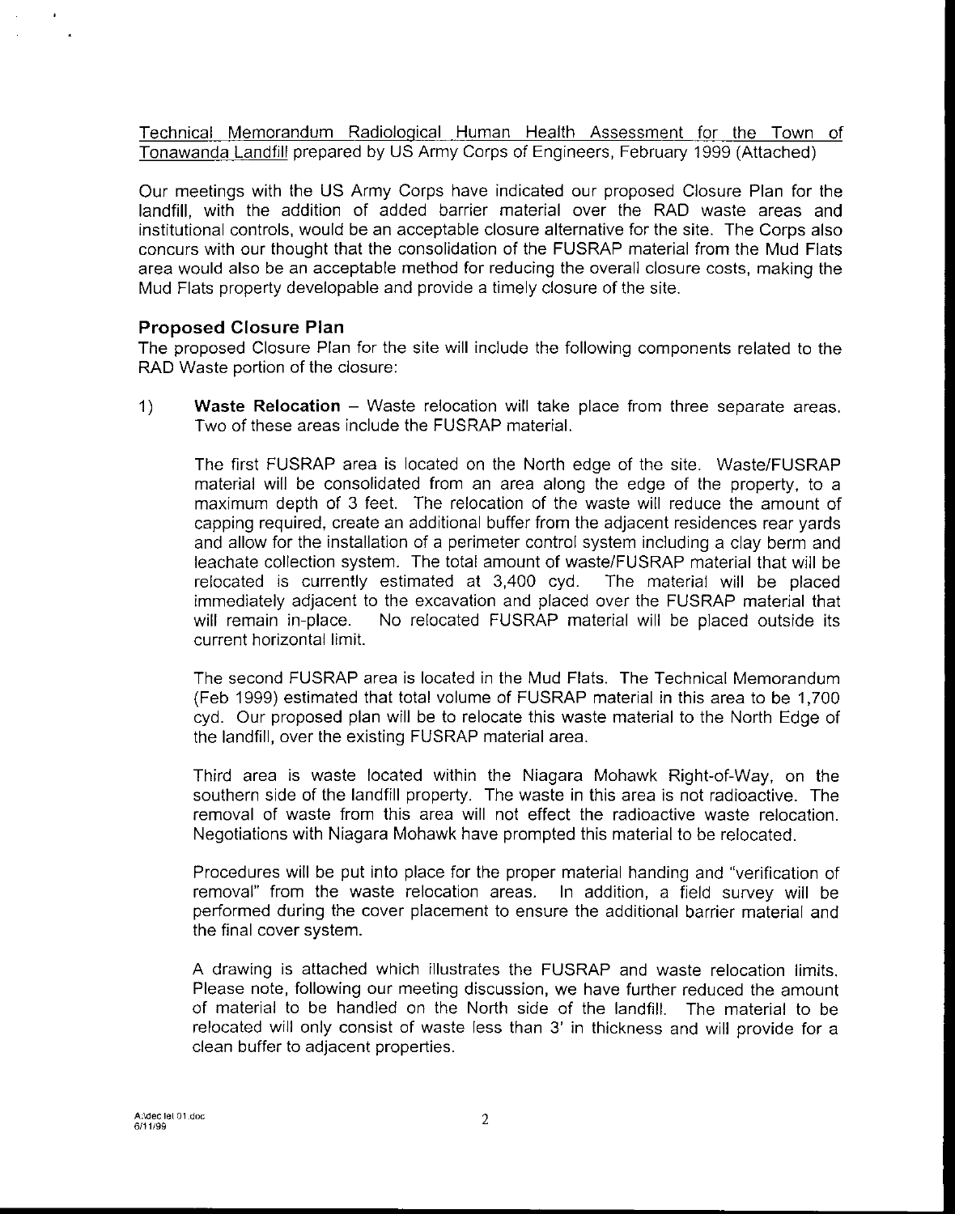Technical Memorandum Radiological Human Health Assessment for the Town of Tonawanda Landfill prepared by US Army Corps of Engineers, February 1999 (Attached)

Our meetings with the US Army Corps have indicated our proposed Closure Plan for the landfill, with the addition of added barrier material over the RAD waste areas and institutional controls, would be an acceptable closure alternative for the site. The Corps also concurs with our thought that the consolidation of the FUSRAP material from the Mud Flats area would also be an acceptable method for reducing the overall closure costs, making the Mud Flats property developable and provide a timely closure of the site.

### Proposed Closure Plan

The proposed Closure Plan for the site will include the following components related to the RAD Waste portion of the closure:

1) **Waste Relocation** – Waste relocation will take place from three separate areas. Two of these areas include the FUSRAP material.

   The first FUSRAP area is located on the North edge of the site. Waste/FUSRAP material will be consolidated from an area along the edge of the property, to a maximum depth of 3 feet. The relocation of the waste will reduce the amount of capping required, create an additional buffer from the adjacent residences rear yards and allow for the installation of a perimeter control system including a clay berm and leachate collection system. The total amount of waste/FUSRAP material that will be relocated is currently estimated at 3,400 cyd. The material will be placed immediately adjacent to the excavation and placed over the FUSRAP material that will remain in-place. No relocated FUSRAP material will be placed outside its current horizontal limit.

   The second FUSRAP area is located in the Mud Flats. The Technical Memorandum (Feb 1999) estimated that total volume of FUSRAP material in this area to be 1,700 cyd. Our proposed plan will be to relocate this waste material to the North Edge of the landfill, over the existing FUSRAP material area.

   Third area is waste located within the Niagara Mohawk Right-of-Way, on the southern side of the landfill property. The waste in this area is not radioactive. The removal of waste from this area will not effect the radioactive waste relocation. Negotiations with Niagara Mohawk have prompted this material to be relocated.

   Procedures will be put into place for the proper material handing and "verification of removal" from the waste relocation areas. In addition, a field survey will be performed during the cover placement to ensure the additional barrier material and the final cover system.

   A drawing is attached which illustrates the FUSRAP and waste relocation limits. Please note, following our meeting discussion, we have further reduced the amount of material to be handled on the North side of the landfill. The material to be relocated will only consist of waste less than 3' in thickness and will provide for a clean buffer to adjacent properties.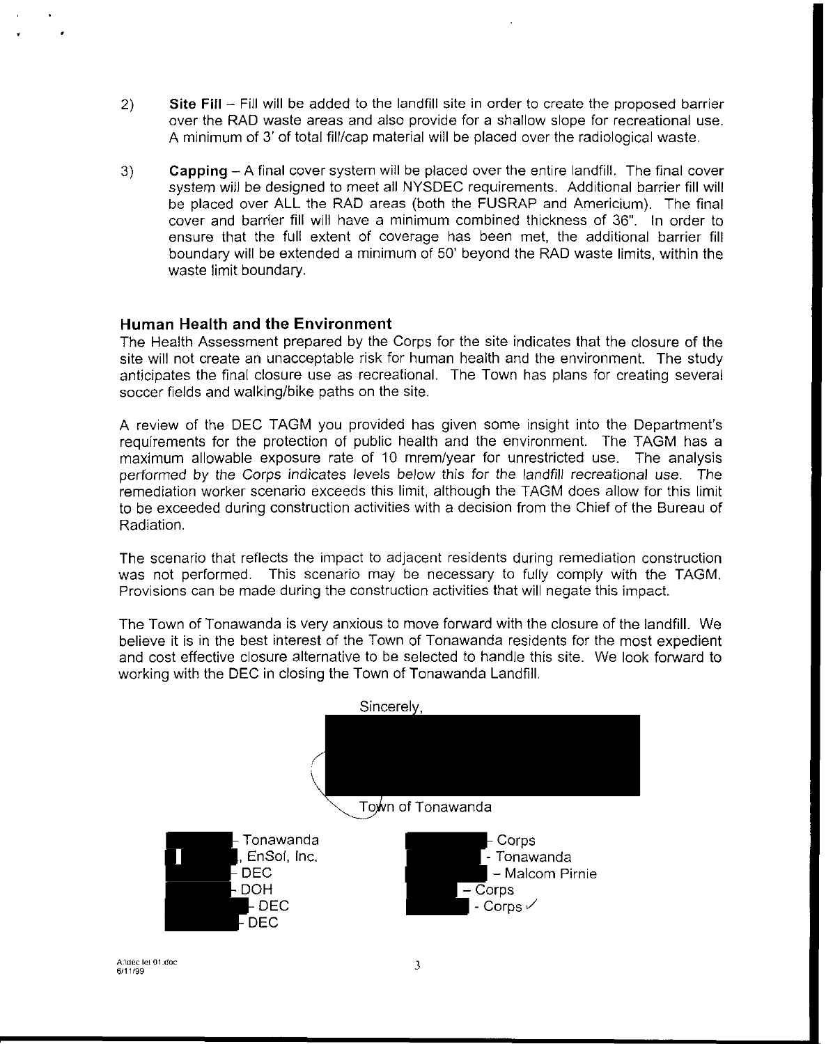2) **Site Fill** – Fill will be added to the landfill site in order to create the proposed barrier over the RAD waste areas and also provide for a shallow slope for recreational use. A minimum of 3' of total fill/cap material will be placed over the radiological waste.

3) **Capping** – A final cover system will be placed over the entire landfill. The final cover system will be designed to meet all NYSDEC requirements. Additional barrier fill will be placed over ALL the RAD areas (both the FUSRAP and Americium). The final cover and barrier fill will have a minimum combined thickness of 36". In order to ensure that the full extent of coverage has been met, the additional barrier fill boundary will be extended a minimum of 50' beyond the RAD waste limits, within the waste limit boundary.

## Human Health and the Environment

The Health Assessment prepared by the Corps for the site indicates that the closure of the site will not create an unacceptable risk for human health and the environment. The study anticipates the final closure use as recreational. The Town has plans for creating several soccer fields and walking/bike paths on the site.

A review of the DEC TAGM you provided has given some insight into the Department's requirements for the protection of public health and the environment. The TAGM has a maximum allowable exposure rate of 10 mrem/year for unrestricted use. The analysis performed by the Corps indicates levels below this for the landfill recreational use. The remediation worker scenario exceeds this limit, although the TAGM does allow for this limit to be exceeded during construction activities with a decision from the Chief of the Bureau of Radiation.

The scenario that reflects the impact to adjacent residents during remediation construction was not performed. This scenario may be necessary to fully comply with the TAGM. Provisions can be made during the construction activities that will negate this impact.

The Town of Tonawanda is very anxious to move forward with the closure of the landfill. We believe it is in the best interest of the Town of Tonawanda residents for the most expedient and cost effective closure alternative to be selected to handle this site. We look forward to working with the DEC in closing the Town of Tonawanda Landfill.

Sincerely,

Town of Tonawanda

- Tonawanda
, EnSol, Inc.
- DEC
- DOH
- DEC
- DEC

- Corps
- Tonawanda
– Malcom Pirnie
– Corps
- Corps ✓

A:\dec let 01.doc
6/11/99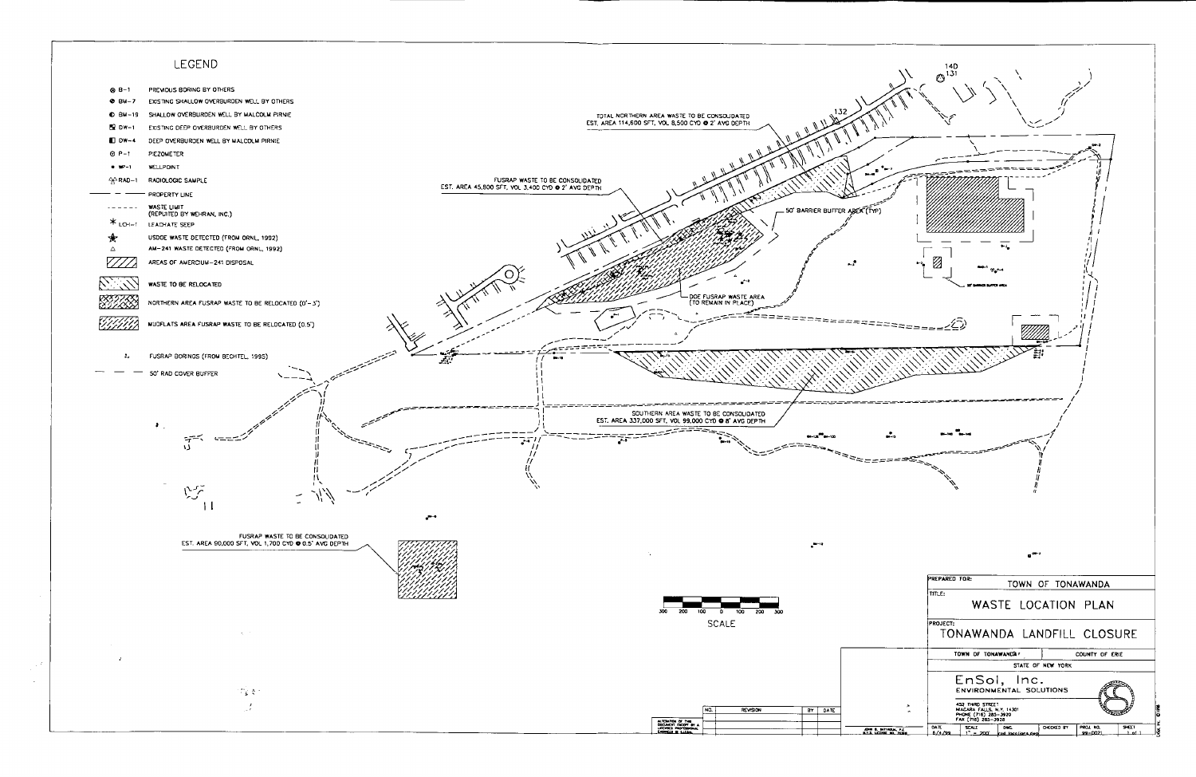## LEGEND

- B-1 PREVIOUS BORING BY OTHERS
- BM-7 EXISTING SHALLOW OVERBURDEN WELL BY OTHERS
- BM-19 SHALLOW OVERBURDEN WELL BY MALCOLM PIRNIE
- DW-1 EXISTING DEEP OVERBURDEN WELL BY OTHERS
- DW-4 DEEP OVERBURDEN WELL BY MALCOLM PIRNIE
- P-1 PIEZOMETER
- WP-1 WELLPOINT
- RAD-1 RADIOLOGIC SAMPLE
- PROPERTY LINE
- WASTE LIMIT (REPORTED BY WEHRAN, INC.)
- LCH-1 LEACHATE SEEP
- USDOE WASTE DETECTED (FROM ORNL, 1992)
- AM-241 WASTE DETECTED (FROM ORNL, 1992)
- AREAS OF AMERCIUM-241 DISPOSAL
- WASTE TO BE RELOCATED
- NORTHERN AREA FUSRAP WASTE TO BE RELOCATED (0'-3')
- MUDFLATS AREA FUSRAP WASTE TO BE RELOCATED (0.5')
- FUSRAP BORINGS (FROM BECHTEL, 1995)
- 50' RAD COVER BUFFER

TOTAL NORTHERN AREA WASTE TO BE CONSOLIDATED
EST. AREA 114,600 SFT, VOL 8,500 CYD @ 2' AVG DEPTH

FUSRAP WASTE TO BE CONSOLIDATED
EST. AREA 45,800 SFT, VOL 3,400 CYD @ 2' AVG DEPTH

50' BARRIER BUFFER AREA (TYP)

DOE FUSRAP WASTE AREA (TO REMAIN IN PLACE)

SOUTHERN AREA WASTE TO BE CONSOLIDATED
EST. AREA 337,000 SFT, VOL 99,000 CYD @ 8' AVG DEPTH

FUSRAP WASTE TO BE CONSOLIDATED
EST. AREA 90,000 SFT, VOL 1,700 CYD @ 0.5' AVG DEPTH

300 200 100 0 100 200 300
SCALE

PREPARED FOR: TOWN OF TONAWANDA

TITLE: WASTE LOCATION PLAN

PROJECT: TONAWANDA LANDFILL CLOSURE

TOWN OF TONAWANDA | COUNTY OF ERIE

STATE OF NEW YORK

EnSol, Inc.
ENVIRONMENTAL SOLUTIONS
452 THIRD STREET
NIAGARA FALLS, N.Y. 14301
PHONE (716) 285-3920
FAX (716) 285-3928

| NO. | REVISION | BY | DATE |
|---|---|---|---|
| | | | |

| DATE | SCALE | DWG. | CHECKED BY | PROJ. NO. | SHEET |
|---|---|---|---|---|---|
| 6/4/99 | 1" = 200' | Waste locations.dwg | | 99-0021 | 1 of 1 |